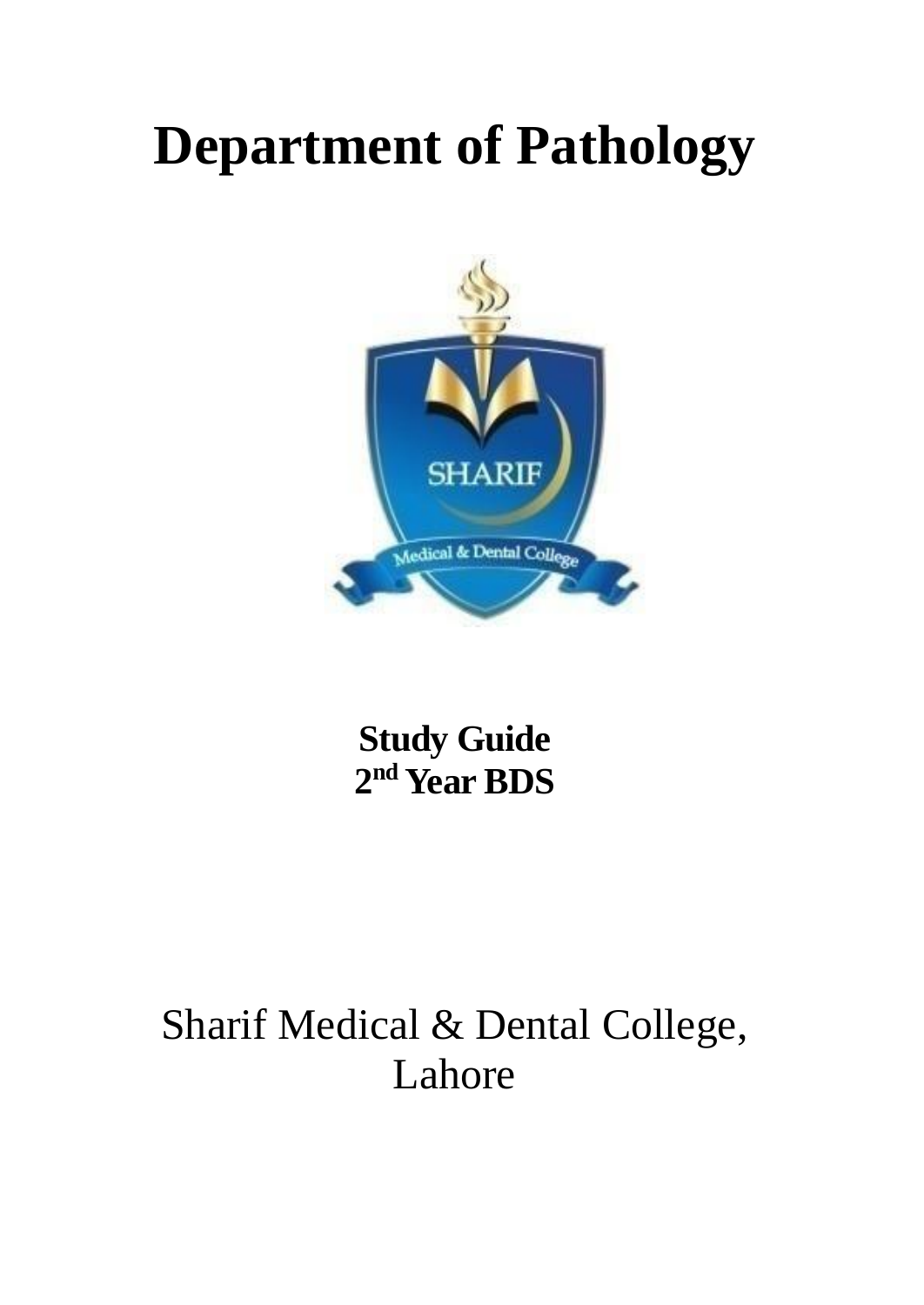# Department of Pathology

**Study Guide**
**2nd Year BDS**

Sharif Medical & Dental College,
Lahore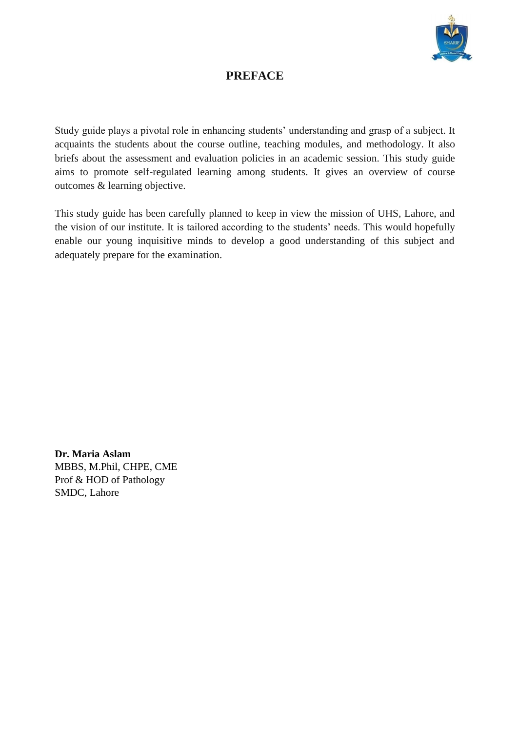# PREFACE

Study guide plays a pivotal role in enhancing students' understanding and grasp of a subject. It acquaints the students about the course outline, teaching modules, and methodology. It also briefs about the assessment and evaluation policies in an academic session. This study guide aims to promote self-regulated learning among students. It gives an overview of course outcomes & learning objective.

This study guide has been carefully planned to keep in view the mission of UHS, Lahore, and the vision of our institute. It is tailored according to the students' needs. This would hopefully enable our young inquisitive minds to develop a good understanding of this subject and adequately prepare for the examination.

**Dr. Maria Aslam**
MBBS, M.Phil, CHPE, CME
Prof & HOD of Pathology
SMDC, Lahore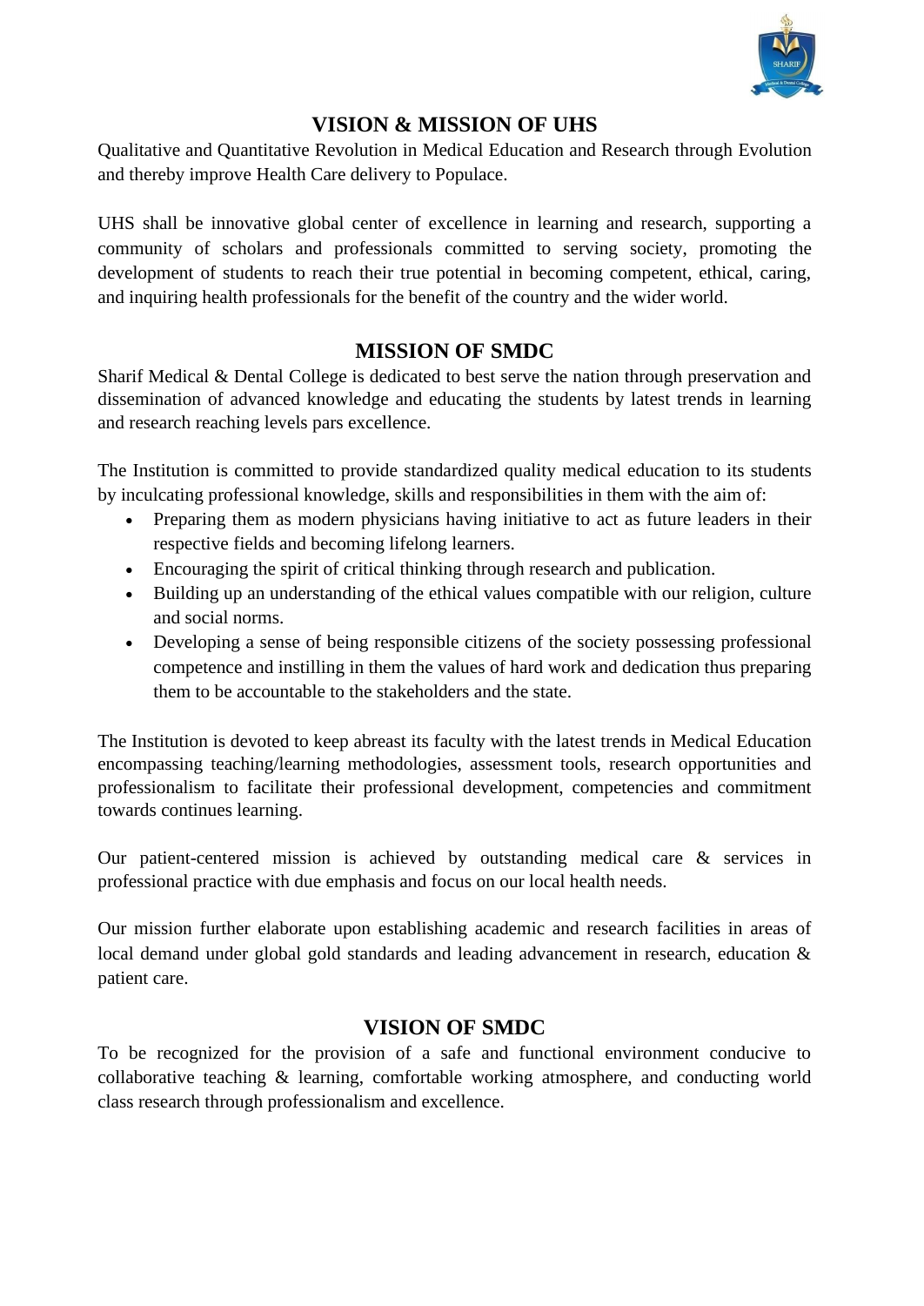## VISION & MISSION OF UHS

Qualitative and Quantitative Revolution in Medical Education and Research through Evolution and thereby improve Health Care delivery to Populace.

UHS shall be innovative global center of excellence in learning and research, supporting a community of scholars and professionals committed to serving society, promoting the development of students to reach their true potential in becoming competent, ethical, caring, and inquiring health professionals for the benefit of the country and the wider world.

## MISSION OF SMDC

Sharif Medical & Dental College is dedicated to best serve the nation through preservation and dissemination of advanced knowledge and educating the students by latest trends in learning and research reaching levels pars excellence.

The Institution is committed to provide standardized quality medical education to its students by inculcating professional knowledge, skills and responsibilities in them with the aim of:

- Preparing them as modern physicians having initiative to act as future leaders in their respective fields and becoming lifelong learners.
- Encouraging the spirit of critical thinking through research and publication.
- Building up an understanding of the ethical values compatible with our religion, culture and social norms.
- Developing a sense of being responsible citizens of the society possessing professional competence and instilling in them the values of hard work and dedication thus preparing them to be accountable to the stakeholders and the state.

The Institution is devoted to keep abreast its faculty with the latest trends in Medical Education encompassing teaching/learning methodologies, assessment tools, research opportunities and professionalism to facilitate their professional development, competencies and commitment towards continues learning.

Our patient-centered mission is achieved by outstanding medical care & services in professional practice with due emphasis and focus on our local health needs.

Our mission further elaborate upon establishing academic and research facilities in areas of local demand under global gold standards and leading advancement in research, education & patient care.

## VISION OF SMDC

To be recognized for the provision of a safe and functional environment conducive to collaborative teaching & learning, comfortable working atmosphere, and conducting world class research through professionalism and excellence.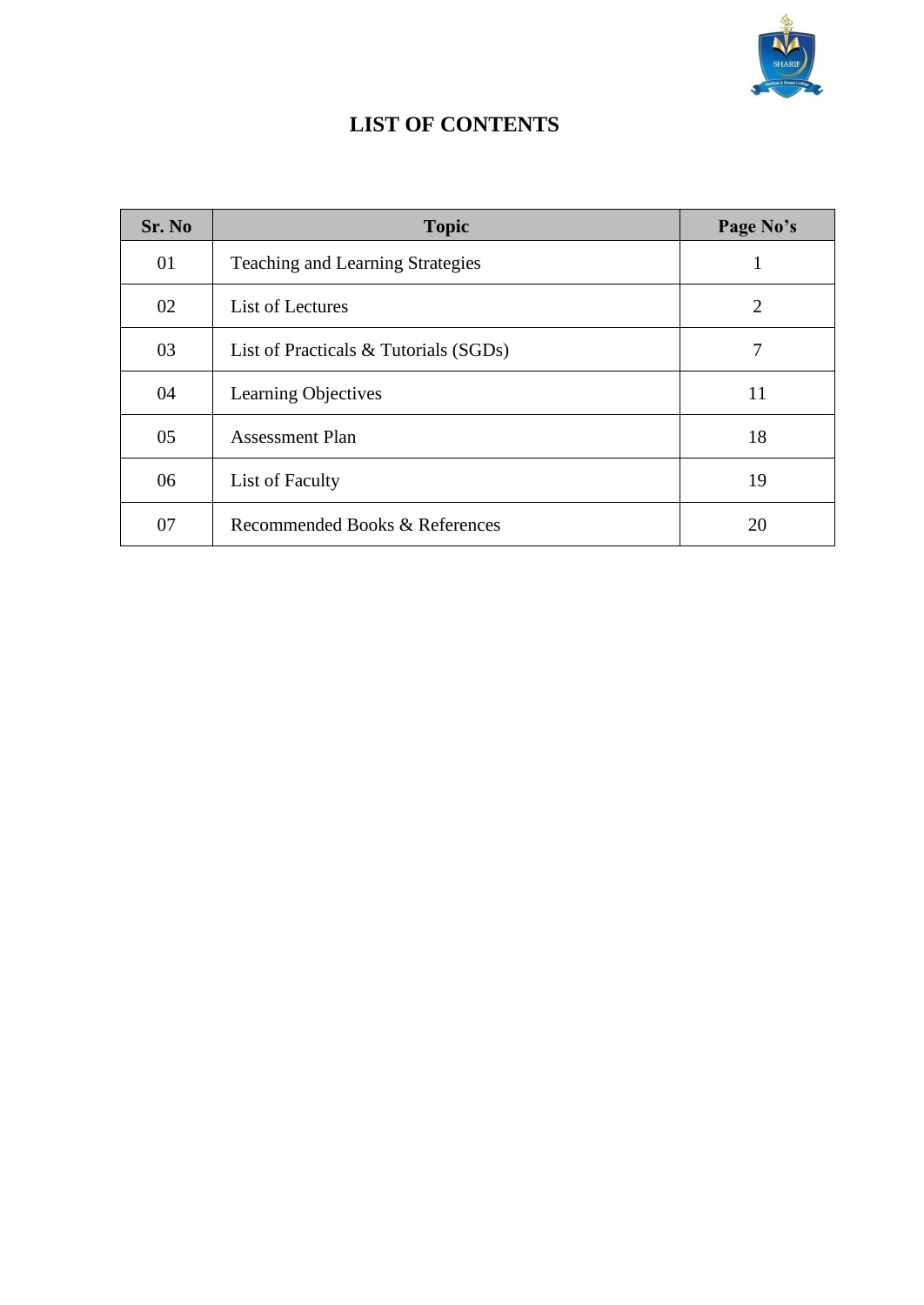# LIST OF CONTENTS

| Sr. No | Topic | Page No's |
|---|---|---|
| 01 | Teaching and Learning Strategies | 1 |
| 02 | List of Lectures | 2 |
| 03 | List of Practicals & Tutorials (SGDs) | 7 |
| 04 | Learning Objectives | 11 |
| 05 | Assessment Plan | 18 |
| 06 | List of Faculty | 19 |
| 07 | Recommended Books & References | 20 |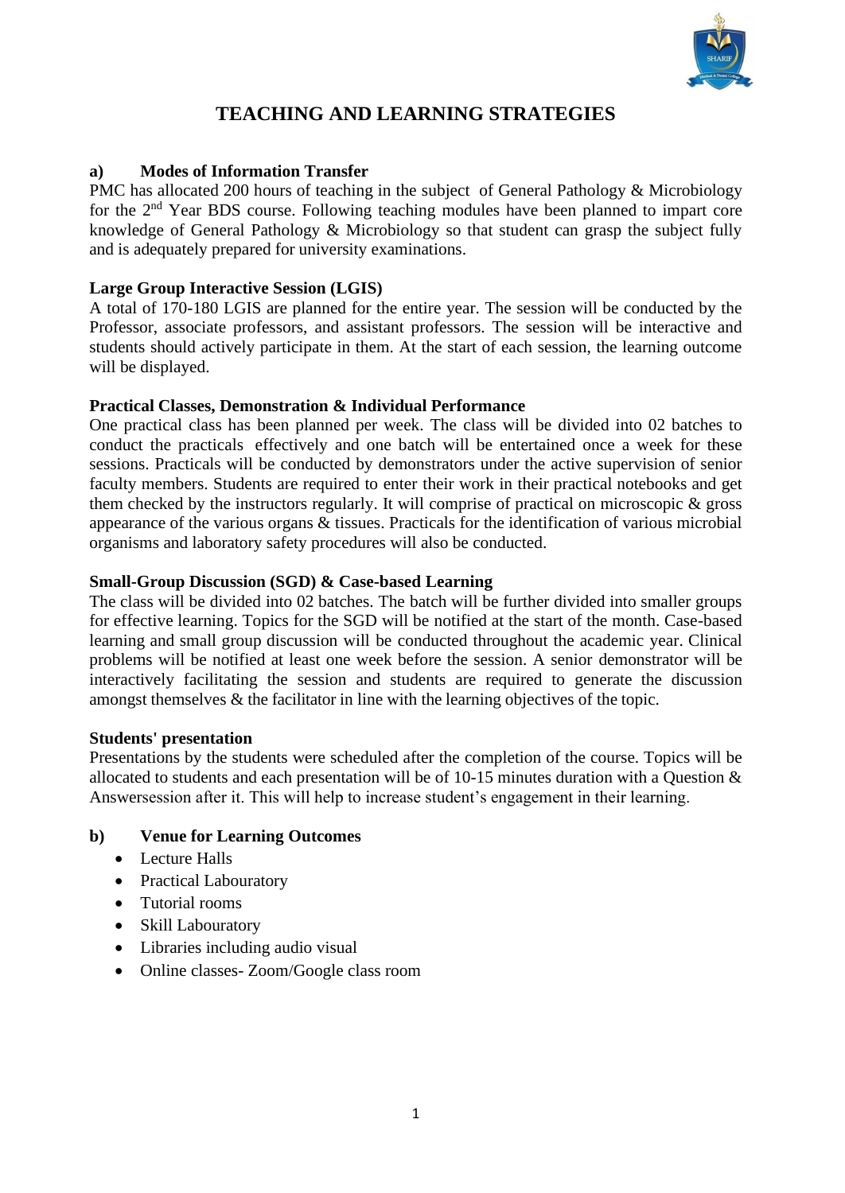# TEACHING AND LEARNING STRATEGIES

## a) Modes of Information Transfer

PMC has allocated 200 hours of teaching in the subject of General Pathology & Microbiology for the 2nd Year BDS course. Following teaching modules have been planned to impart core knowledge of General Pathology & Microbiology so that student can grasp the subject fully and is adequately prepared for university examinations.

### Large Group Interactive Session (LGIS)

A total of 170-180 LGIS are planned for the entire year. The session will be conducted by the Professor, associate professors, and assistant professors. The session will be interactive and students should actively participate in them. At the start of each session, the learning outcome will be displayed.

### Practical Classes, Demonstration & Individual Performance

One practical class has been planned per week. The class will be divided into 02 batches to conduct the practicals effectively and one batch will be entertained once a week for these sessions. Practicals will be conducted by demonstrators under the active supervision of senior faculty members. Students are required to enter their work in their practical notebooks and get them checked by the instructors regularly. It will comprise of practical on microscopic & gross appearance of the various organs & tissues. Practicals for the identification of various microbial organisms and laboratory safety procedures will also be conducted.

### Small-Group Discussion (SGD) & Case-based Learning

The class will be divided into 02 batches. The batch will be further divided into smaller groups for effective learning. Topics for the SGD will be notified at the start of the month. Case-based learning and small group discussion will be conducted throughout the academic year. Clinical problems will be notified at least one week before the session. A senior demonstrator will be interactively facilitating the session and students are required to generate the discussion amongst themselves & the facilitator in line with the learning objectives of the topic.

### Students' presentation

Presentations by the students were scheduled after the completion of the course. Topics will be allocated to students and each presentation will be of 10-15 minutes duration with a Question & Answersession after it. This will help to increase student's engagement in their learning.

## b) Venue for Learning Outcomes

- Lecture Halls
- Practical Labouratory
- Tutorial rooms
- Skill Labouratory
- Libraries including audio visual
- Online classes- Zoom/Google class room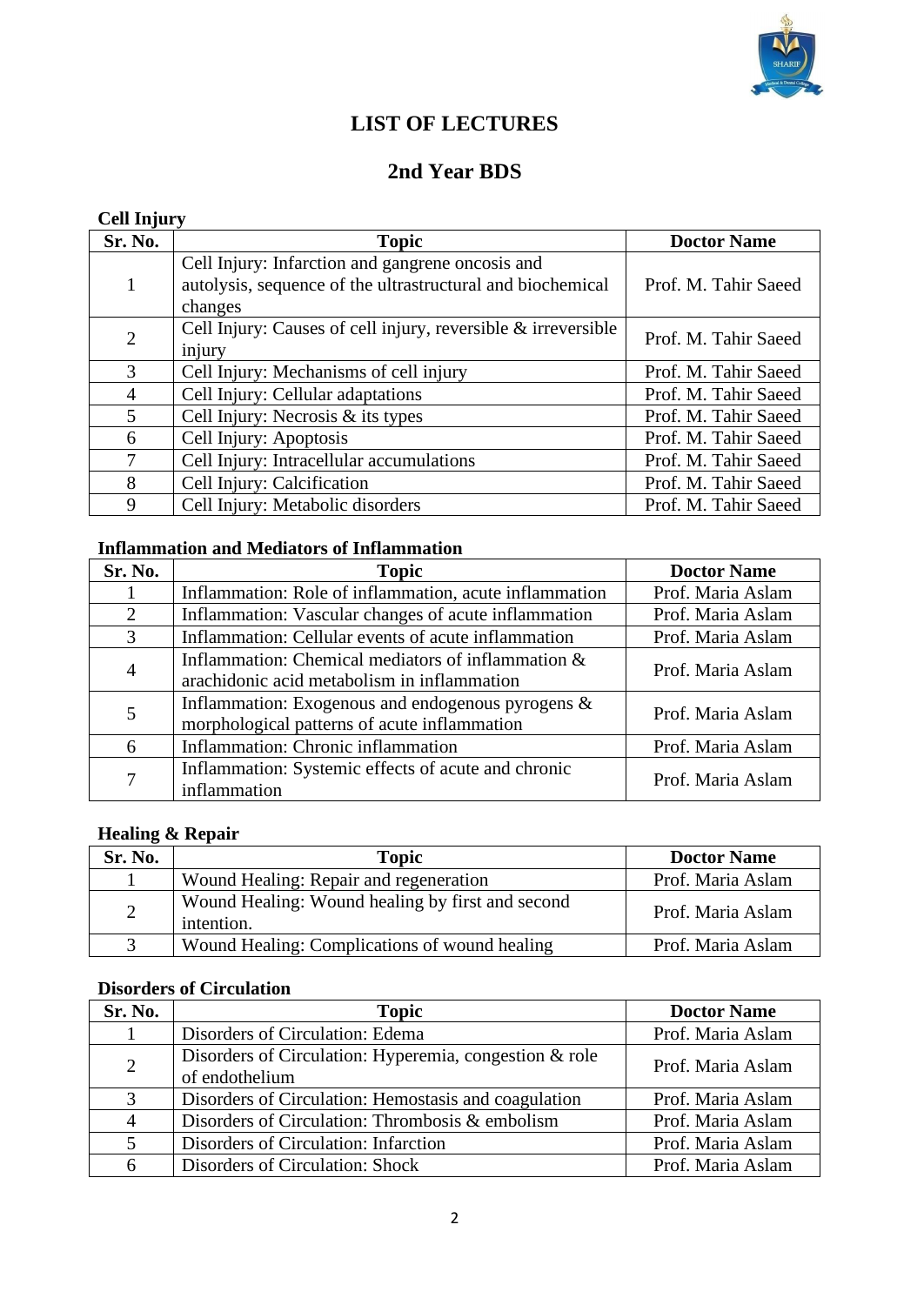# LIST OF LECTURES

## 2nd Year BDS

**Cell Injury**

| Sr. No. | Topic | Doctor Name |
|---|---|---|
| 1 | Cell Injury: Infarction and gangrene oncosis and autolysis, sequence of the ultrastructural and biochemical changes | Prof. M. Tahir Saeed |
| 2 | Cell Injury: Causes of cell injury, reversible & irreversible injury | Prof. M. Tahir Saeed |
| 3 | Cell Injury: Mechanisms of cell injury | Prof. M. Tahir Saeed |
| 4 | Cell Injury: Cellular adaptations | Prof. M. Tahir Saeed |
| 5 | Cell Injury: Necrosis & its types | Prof. M. Tahir Saeed |
| 6 | Cell Injury: Apoptosis | Prof. M. Tahir Saeed |
| 7 | Cell Injury: Intracellular accumulations | Prof. M. Tahir Saeed |
| 8 | Cell Injury: Calcification | Prof. M. Tahir Saeed |
| 9 | Cell Injury: Metabolic disorders | Prof. M. Tahir Saeed |

**Inflammation and Mediators of Inflammation**

| Sr. No. | Topic | Doctor Name |
|---|---|---|
| 1 | Inflammation: Role of inflammation, acute inflammation | Prof. Maria Aslam |
| 2 | Inflammation: Vascular changes of acute inflammation | Prof. Maria Aslam |
| 3 | Inflammation: Cellular events of acute inflammation | Prof. Maria Aslam |
| 4 | Inflammation: Chemical mediators of inflammation & arachidonic acid metabolism in inflammation | Prof. Maria Aslam |
| 5 | Inflammation: Exogenous and endogenous pyrogens & morphological patterns of acute inflammation | Prof. Maria Aslam |
| 6 | Inflammation: Chronic inflammation | Prof. Maria Aslam |
| 7 | Inflammation: Systemic effects of acute and chronic inflammation | Prof. Maria Aslam |

**Healing & Repair**

| Sr. No. | Topic | Doctor Name |
|---|---|---|
| 1 | Wound Healing: Repair and regeneration | Prof. Maria Aslam |
| 2 | Wound Healing: Wound healing by first and second intention. | Prof. Maria Aslam |
| 3 | Wound Healing: Complications of wound healing | Prof. Maria Aslam |

**Disorders of Circulation**

| Sr. No. | Topic | Doctor Name |
|---|---|---|
| 1 | Disorders of Circulation: Edema | Prof. Maria Aslam |
| 2 | Disorders of Circulation: Hyperemia, congestion & role of endothelium | Prof. Maria Aslam |
| 3 | Disorders of Circulation: Hemostasis and coagulation | Prof. Maria Aslam |
| 4 | Disorders of Circulation: Thrombosis & embolism | Prof. Maria Aslam |
| 5 | Disorders of Circulation: Infarction | Prof. Maria Aslam |
| 6 | Disorders of Circulation: Shock | Prof. Maria Aslam |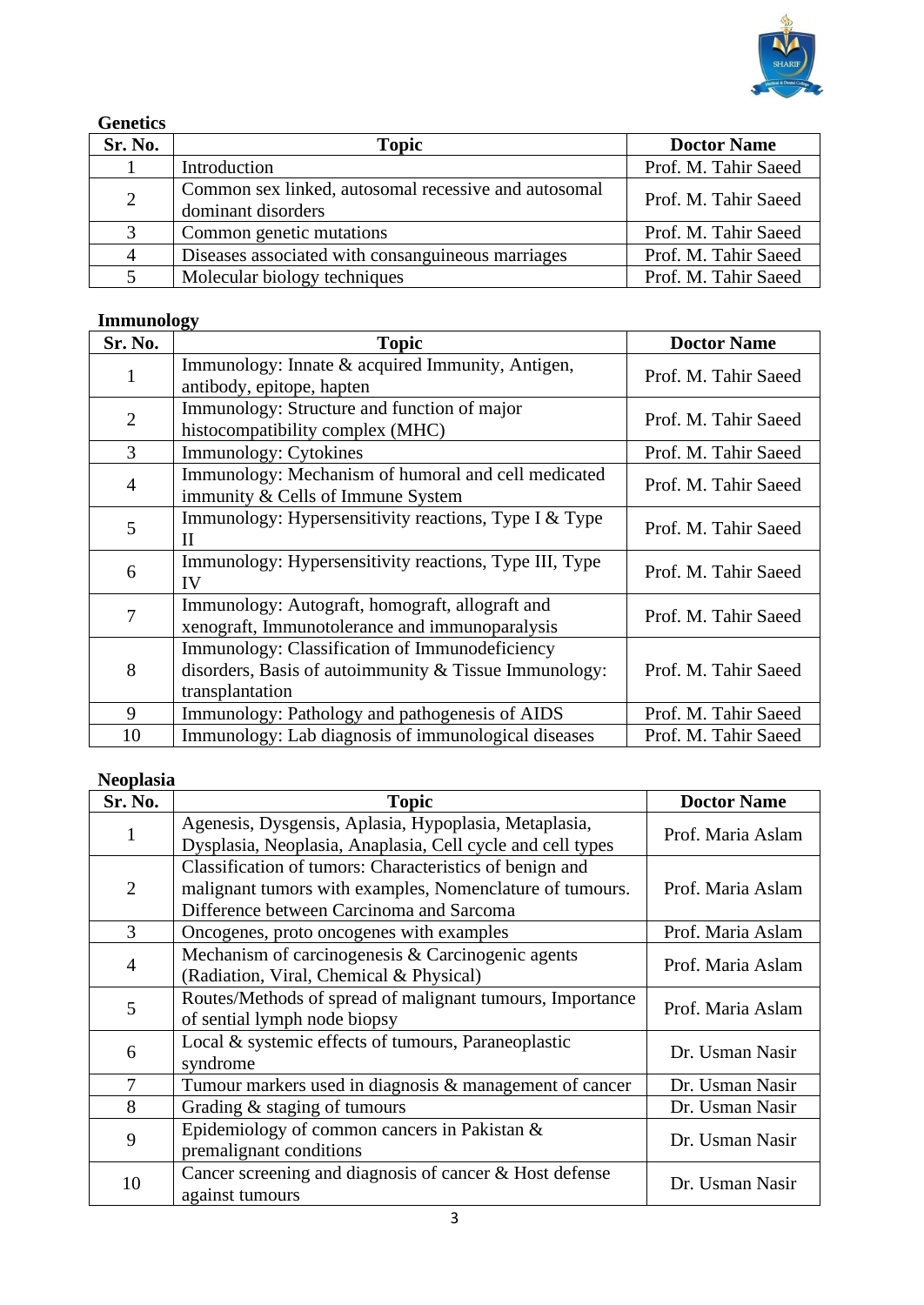**Genetics**

| Sr. No. | Topic | Doctor Name |
|---|---|---|
| 1 | Introduction | Prof. M. Tahir Saeed |
| 2 | Common sex linked, autosomal recessive and autosomal dominant disorders | Prof. M. Tahir Saeed |
| 3 | Common genetic mutations | Prof. M. Tahir Saeed |
| 4 | Diseases associated with consanguineous marriages | Prof. M. Tahir Saeed |
| 5 | Molecular biology techniques | Prof. M. Tahir Saeed |

**Immunology**

| Sr. No. | Topic | Doctor Name |
|---|---|---|
| 1 | Immunology: Innate & acquired Immunity, Antigen, antibody, epitope, hapten | Prof. M. Tahir Saeed |
| 2 | Immunology: Structure and function of major histocompatibility complex (MHC) | Prof. M. Tahir Saeed |
| 3 | Immunology: Cytokines | Prof. M. Tahir Saeed |
| 4 | Immunology: Mechanism of humoral and cell medicated immunity & Cells of Immune System | Prof. M. Tahir Saeed |
| 5 | Immunology: Hypersensitivity reactions, Type I & Type II | Prof. M. Tahir Saeed |
| 6 | Immunology: Hypersensitivity reactions, Type III, Type IV | Prof. M. Tahir Saeed |
| 7 | Immunology: Autograft, homograft, allograft and xenograft, Immunotolerance and immunoparalysis | Prof. M. Tahir Saeed |
| 8 | Immunology: Classification of Immunodeficiency disorders, Basis of autoimmunity & Tissue Immunology: transplantation | Prof. M. Tahir Saeed |
| 9 | Immunology: Pathology and pathogenesis of AIDS | Prof. M. Tahir Saeed |
| 10 | Immunology: Lab diagnosis of immunological diseases | Prof. M. Tahir Saeed |

**Neoplasia**

| Sr. No. | Topic | Doctor Name |
|---|---|---|
| 1 | Agenesis, Dysgensis, Aplasia, Hypoplasia, Metaplasia, Dysplasia, Neoplasia, Anaplasia, Cell cycle and cell types | Prof. Maria Aslam |
| 2 | Classification of tumors: Characteristics of benign and malignant tumors with examples, Nomenclature of tumours. Difference between Carcinoma and Sarcoma | Prof. Maria Aslam |
| 3 | Oncogenes, proto oncogenes with examples | Prof. Maria Aslam |
| 4 | Mechanism of carcinogenesis & Carcinogenic agents (Radiation, Viral, Chemical & Physical) | Prof. Maria Aslam |
| 5 | Routes/Methods of spread of malignant tumours, Importance of sential lymph node biopsy | Prof. Maria Aslam |
| 6 | Local & systemic effects of tumours, Paraneoplastic syndrome | Dr. Usman Nasir |
| 7 | Tumour markers used in diagnosis & management of cancer | Dr. Usman Nasir |
| 8 | Grading & staging of tumours | Dr. Usman Nasir |
| 9 | Epidemiology of common cancers in Pakistan & premalignant conditions | Dr. Usman Nasir |
| 10 | Cancer screening and diagnosis of cancer & Host defense against tumours | Dr. Usman Nasir |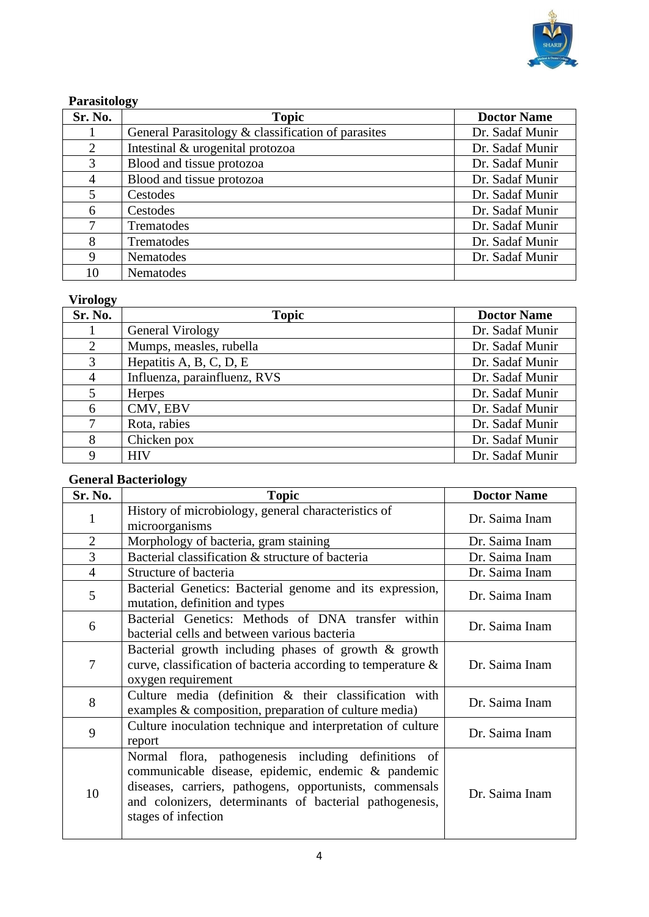**Parasitology**

| Sr. No. | Topic | Doctor Name |
|---|---|---|
| 1 | General Parasitology & classification of parasites | Dr. Sadaf Munir |
| 2 | Intestinal & urogenital protozoa | Dr. Sadaf Munir |
| 3 | Blood and tissue protozoa | Dr. Sadaf Munir |
| 4 | Blood and tissue protozoa | Dr. Sadaf Munir |
| 5 | Cestodes | Dr. Sadaf Munir |
| 6 | Cestodes | Dr. Sadaf Munir |
| 7 | Trematodes | Dr. Sadaf Munir |
| 8 | Trematodes | Dr. Sadaf Munir |
| 9 | Nematodes | Dr. Sadaf Munir |
| 10 | Nematodes | |

**Virology**

| Sr. No. | Topic | Doctor Name |
|---|---|---|
| 1 | General Virology | Dr. Sadaf Munir |
| 2 | Mumps, measles, rubella | Dr. Sadaf Munir |
| 3 | Hepatitis A, B, C, D, E | Dr. Sadaf Munir |
| 4 | Influenza, parainfluenz, RVS | Dr. Sadaf Munir |
| 5 | Herpes | Dr. Sadaf Munir |
| 6 | CMV, EBV | Dr. Sadaf Munir |
| 7 | Rota, rabies | Dr. Sadaf Munir |
| 8 | Chicken pox | Dr. Sadaf Munir |
| 9 | HIV | Dr. Sadaf Munir |

**General Bacteriology**

| Sr. No. | Topic | Doctor Name |
|---|---|---|
| 1 | History of microbiology, general characteristics of microorganisms | Dr. Saima Inam |
| 2 | Morphology of bacteria, gram staining | Dr. Saima Inam |
| 3 | Bacterial classification & structure of bacteria | Dr. Saima Inam |
| 4 | Structure of bacteria | Dr. Saima Inam |
| 5 | Bacterial Genetics: Bacterial genome and its expression, mutation, definition and types | Dr. Saima Inam |
| 6 | Bacterial Genetics: Methods of DNA transfer within bacterial cells and between various bacteria | Dr. Saima Inam |
| 7 | Bacterial growth including phases of growth & growth curve, classification of bacteria according to temperature & oxygen requirement | Dr. Saima Inam |
| 8 | Culture media (definition & their classification with examples & composition, preparation of culture media) | Dr. Saima Inam |
| 9 | Culture inoculation technique and interpretation of culture report | Dr. Saima Inam |
| 10 | Normal flora, pathogenesis including definitions of communicable disease, epidemic, endemic & pandemic diseases, carriers, pathogens, opportunists, commensals and colonizers, determinants of bacterial pathogenesis, stages of infection | Dr. Saima Inam |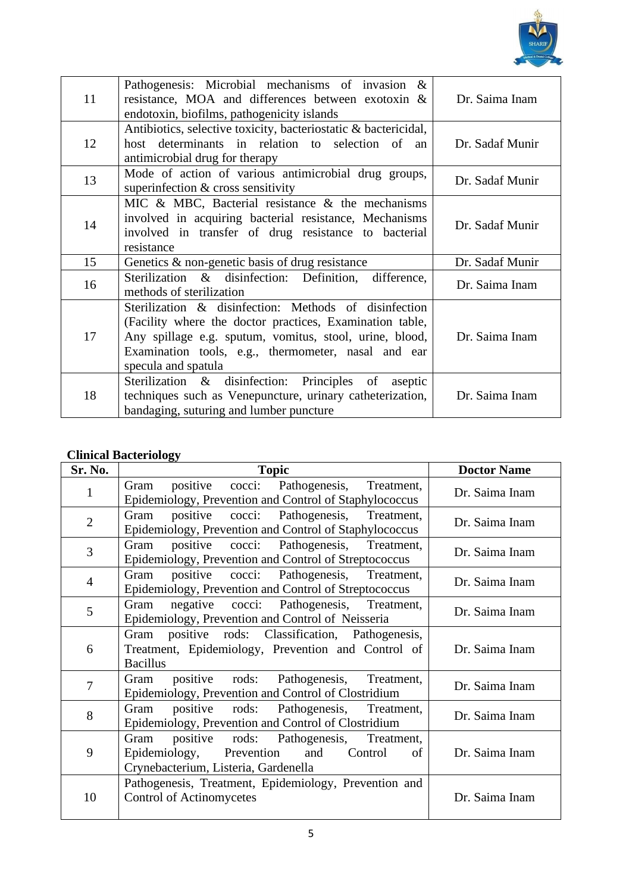| | | |
|---|---|---|
| 11 | Pathogenesis: Microbial mechanisms of invasion & resistance, MOA and differences between exotoxin & endotoxin, biofilms, pathogenicity islands | Dr. Saima Inam |
| 12 | Antibiotics, selective toxicity, bacteriostatic & bactericidal, host determinants in relation to selection of an antimicrobial drug for therapy | Dr. Sadaf Munir |
| 13 | Mode of action of various antimicrobial drug groups, superinfection & cross sensitivity | Dr. Sadaf Munir |
| 14 | MIC & MBC, Bacterial resistance & the mechanisms involved in acquiring bacterial resistance, Mechanisms involved in transfer of drug resistance to bacterial resistance | Dr. Sadaf Munir |
| 15 | Genetics & non-genetic basis of drug resistance | Dr. Sadaf Munir |
| 16 | Sterilization & disinfection: Definition, difference, methods of sterilization | Dr. Saima Inam |
| 17 | Sterilization & disinfection: Methods of disinfection (Facility where the doctor practices, Examination table, Any spillage e.g. sputum, vomitus, stool, urine, blood, Examination tools, e.g., thermometer, nasal and ear specula and spatula | Dr. Saima Inam |
| 18 | Sterilization & disinfection: Principles of aseptic techniques such as Venepuncture, urinary catheterization, bandaging, suturing and lumber puncture | Dr. Saima Inam |

**Clinical Bacteriology**

| Sr. No. | Topic | Doctor Name |
|---|---|---|
| 1 | Gram positive cocci: Pathogenesis, Treatment, Epidemiology, Prevention and Control of Staphylococcus | Dr. Saima Inam |
| 2 | Gram positive cocci: Pathogenesis, Treatment, Epidemiology, Prevention and Control of Staphylococcus | Dr. Saima Inam |
| 3 | Gram positive cocci: Pathogenesis, Treatment, Epidemiology, Prevention and Control of Streptococcus | Dr. Saima Inam |
| 4 | Gram positive cocci: Pathogenesis, Treatment, Epidemiology, Prevention and Control of Streptococcus | Dr. Saima Inam |
| 5 | Gram negative cocci: Pathogenesis, Treatment, Epidemiology, Prevention and Control of Neisseria | Dr. Saima Inam |
| 6 | Gram positive rods: Classification, Pathogenesis, Treatment, Epidemiology, Prevention and Control of Bacillus | Dr. Saima Inam |
| 7 | Gram positive rods: Pathogenesis, Treatment, Epidemiology, Prevention and Control of Clostridium | Dr. Saima Inam |
| 8 | Gram positive rods: Pathogenesis, Treatment, Epidemiology, Prevention and Control of Clostridium | Dr. Saima Inam |
| 9 | Gram positive rods: Pathogenesis, Treatment, Epidemiology, Prevention and Control of Crynebacterium, Listeria, Gardenella | Dr. Saima Inam |
| 10 | Pathogenesis, Treatment, Epidemiology, Prevention and Control of Actinomycetes | Dr. Saima Inam |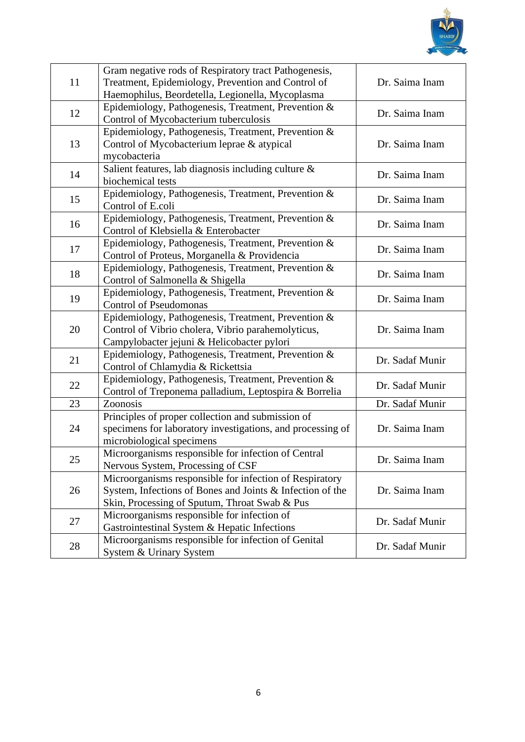| | | |
|---|---|---|
| 11 | Gram negative rods of Respiratory tract Pathogenesis, Treatment, Epidemiology, Prevention and Control of Haemophilus, Beordetella, Legionella, Mycoplasma | Dr. Saima Inam |
| 12 | Epidemiology, Pathogenesis, Treatment, Prevention & Control of Mycobacterium tuberculosis | Dr. Saima Inam |
| 13 | Epidemiology, Pathogenesis, Treatment, Prevention & Control of Mycobacterium leprae & atypical mycobacteria | Dr. Saima Inam |
| 14 | Salient features, lab diagnosis including culture & biochemical tests | Dr. Saima Inam |
| 15 | Epidemiology, Pathogenesis, Treatment, Prevention & Control of E.coli | Dr. Saima Inam |
| 16 | Epidemiology, Pathogenesis, Treatment, Prevention & Control of Klebsiella & Enterobacter | Dr. Saima Inam |
| 17 | Epidemiology, Pathogenesis, Treatment, Prevention & Control of Proteus, Morganella & Providencia | Dr. Saima Inam |
| 18 | Epidemiology, Pathogenesis, Treatment, Prevention & Control of Salmonella & Shigella | Dr. Saima Inam |
| 19 | Epidemiology, Pathogenesis, Treatment, Prevention & Control of Pseudomonas | Dr. Saima Inam |
| 20 | Epidemiology, Pathogenesis, Treatment, Prevention & Control of Vibrio cholera, Vibrio parahemolyticus, Campylobacter jejuni & Helicobacter pylori | Dr. Saima Inam |
| 21 | Epidemiology, Pathogenesis, Treatment, Prevention & Control of Chlamydia & Rickettsia | Dr. Sadaf Munir |
| 22 | Epidemiology, Pathogenesis, Treatment, Prevention & Control of Treponema palladium, Leptospira & Borrelia | Dr. Sadaf Munir |
| 23 | Zoonosis | Dr. Sadaf Munir |
| 24 | Principles of proper collection and submission of specimens for laboratory investigations, and processing of microbiological specimens | Dr. Saima Inam |
| 25 | Microorganisms responsible for infection of Central Nervous System, Processing of CSF | Dr. Saima Inam |
| 26 | Microorganisms responsible for infection of Respiratory System, Infections of Bones and Joints & Infection of the Skin, Processing of Sputum, Throat Swab & Pus | Dr. Saima Inam |
| 27 | Microorganisms responsible for infection of Gastrointestinal System & Hepatic Infections | Dr. Sadaf Munir |
| 28 | Microorganisms responsible for infection of Genital System & Urinary System | Dr. Sadaf Munir |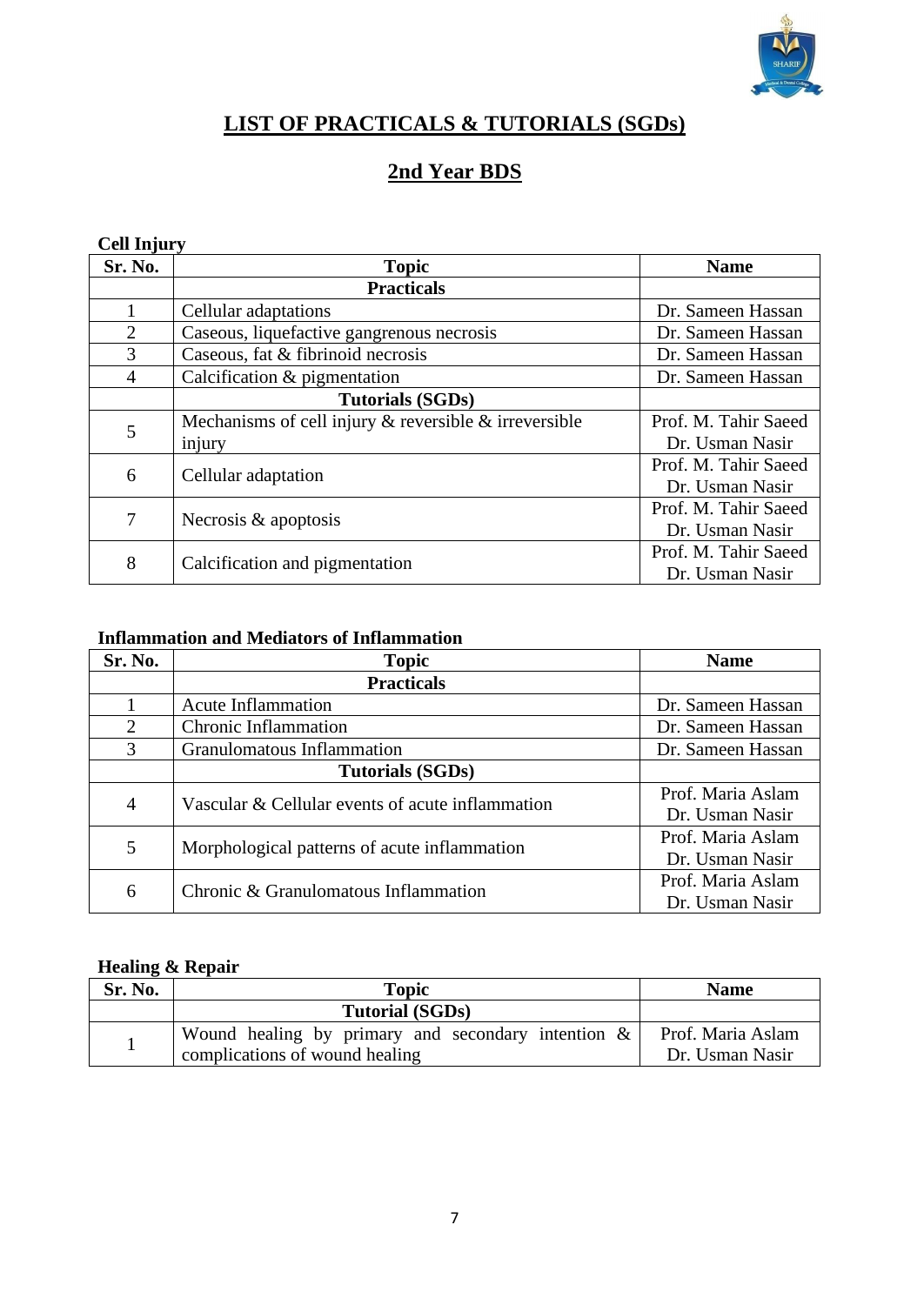# LIST OF PRACTICALS & TUTORIALS (SGDs)

## 2nd Year BDS

**Cell Injury**

| Sr. No. | Topic | Name |
|---|---|---|
| | **Practicals** | |
| 1 | Cellular adaptations | Dr. Sameen Hassan |
| 2 | Caseous, liquefactive gangrenous necrosis | Dr. Sameen Hassan |
| 3 | Caseous, fat & fibrinoid necrosis | Dr. Sameen Hassan |
| 4 | Calcification & pigmentation | Dr. Sameen Hassan |
| | **Tutorials (SGDs)** | |
| 5 | Mechanisms of cell injury & reversible & irreversible injury | Prof. M. Tahir Saeed<br>Dr. Usman Nasir |
| 6 | Cellular adaptation | Prof. M. Tahir Saeed<br>Dr. Usman Nasir |
| 7 | Necrosis & apoptosis | Prof. M. Tahir Saeed<br>Dr. Usman Nasir |
| 8 | Calcification and pigmentation | Prof. M. Tahir Saeed<br>Dr. Usman Nasir |

**Inflammation and Mediators of Inflammation**

| Sr. No. | Topic | Name |
|---|---|---|
| | **Practicals** | |
| 1 | Acute Inflammation | Dr. Sameen Hassan |
| 2 | Chronic Inflammation | Dr. Sameen Hassan |
| 3 | Granulomatous Inflammation | Dr. Sameen Hassan |
| | **Tutorials (SGDs)** | |
| 4 | Vascular & Cellular events of acute inflammation | Prof. Maria Aslam<br>Dr. Usman Nasir |
| 5 | Morphological patterns of acute inflammation | Prof. Maria Aslam<br>Dr. Usman Nasir |
| 6 | Chronic & Granulomatous Inflammation | Prof. Maria Aslam<br>Dr. Usman Nasir |

**Healing & Repair**

| Sr. No. | Topic | Name |
|---|---|---|
| | **Tutorial (SGDs)** | |
| 1 | Wound healing by primary and secondary intention & complications of wound healing | Prof. Maria Aslam<br>Dr. Usman Nasir |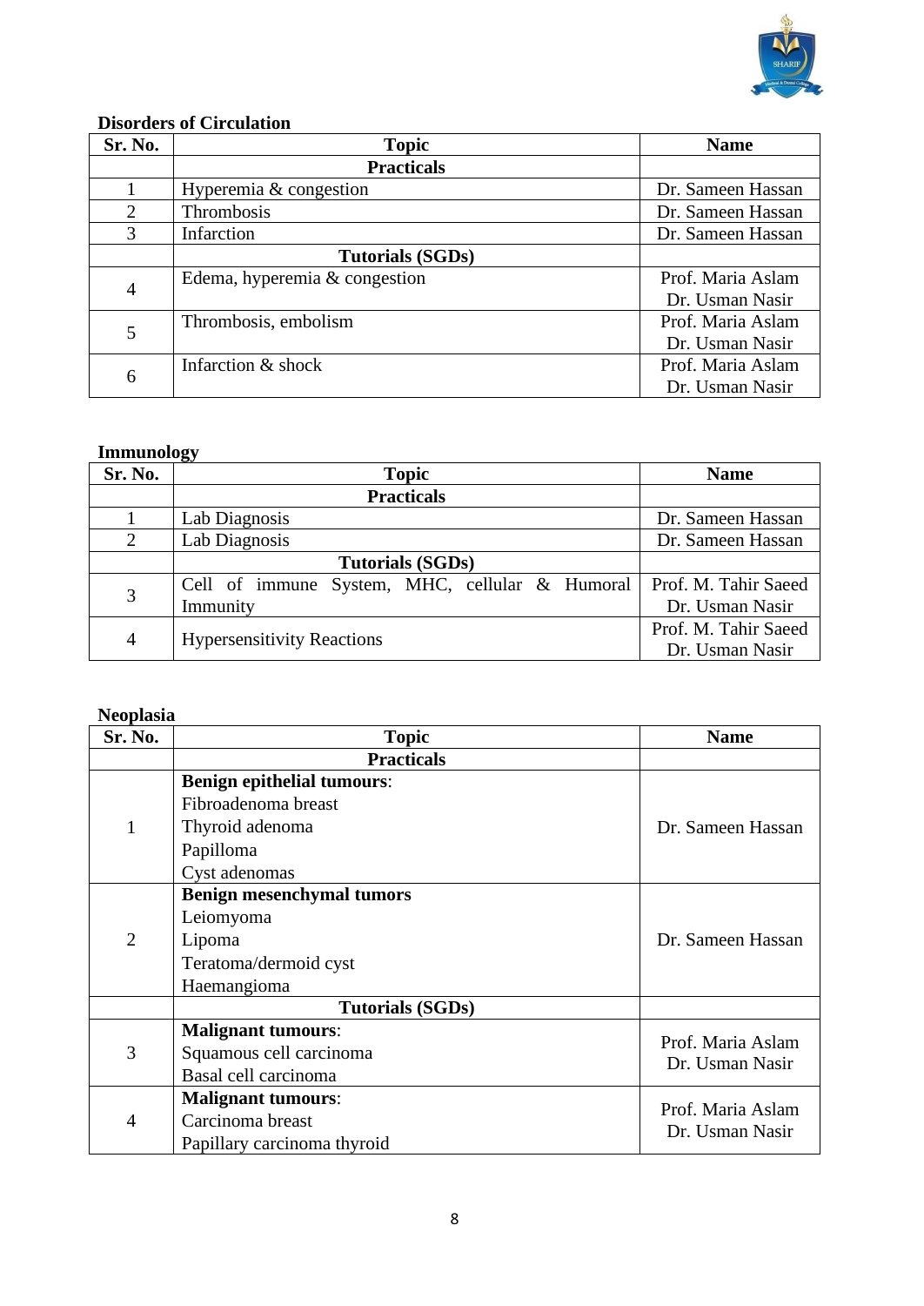**Disorders of Circulation**

| Sr. No. | Topic | Name |
|---|---|---|
| | **Practicals** | |
| 1 | Hyperemia & congestion | Dr. Sameen Hassan |
| 2 | Thrombosis | Dr. Sameen Hassan |
| 3 | Infarction | Dr. Sameen Hassan |
| | **Tutorials (SGDs)** | |
| 4 | Edema, hyperemia & congestion | Prof. Maria Aslam<br>Dr. Usman Nasir |
| 5 | Thrombosis, embolism | Prof. Maria Aslam<br>Dr. Usman Nasir |
| 6 | Infarction & shock | Prof. Maria Aslam<br>Dr. Usman Nasir |

**Immunology**

| Sr. No. | Topic | Name |
|---|---|---|
| | **Practicals** | |
| 1 | Lab Diagnosis | Dr. Sameen Hassan |
| 2 | Lab Diagnosis | Dr. Sameen Hassan |
| | **Tutorials (SGDs)** | |
| 3 | Cell of immune System, MHC, cellular & Humoral Immunity | Prof. M. Tahir Saeed<br>Dr. Usman Nasir |
| 4 | Hypersensitivity Reactions | Prof. M. Tahir Saeed<br>Dr. Usman Nasir |

**Neoplasia**

| Sr. No. | Topic | Name |
|---|---|---|
| | **Practicals** | |
| 1 | **Benign epithelial tumours**:<br>Fibroadenoma breast<br>Thyroid adenoma<br>Papilloma<br>Cyst adenomas | Dr. Sameen Hassan |
| 2 | **Benign mesenchymal tumors**<br>Leiomyoma<br>Lipoma<br>Teratoma/dermoid cyst<br>Haemangioma | Dr. Sameen Hassan |
| | **Tutorials (SGDs)** | |
| 3 | **Malignant tumours**:<br>Squamous cell carcinoma<br>Basal cell carcinoma | Prof. Maria Aslam<br>Dr. Usman Nasir |
| 4 | **Malignant tumours**:<br>Carcinoma breast<br>Papillary carcinoma thyroid | Prof. Maria Aslam<br>Dr. Usman Nasir |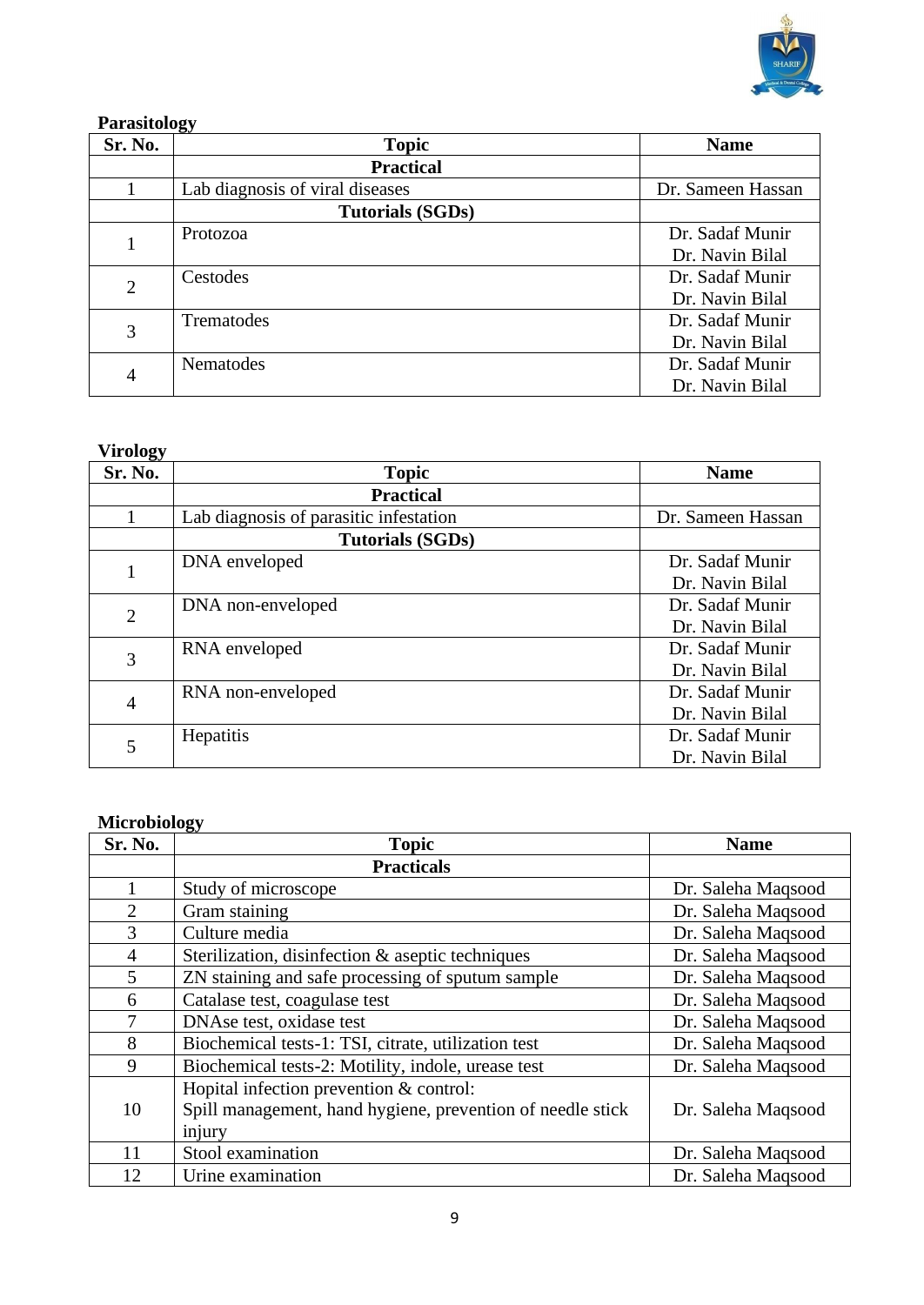**Parasitology**

| Sr. No. | Topic | Name |
|---|---|---|
| | **Practical** | |
| 1 | Lab diagnosis of viral diseases | Dr. Sameen Hassan |
| | **Tutorials (SGDs)** | |
| 1 | Protozoa | Dr. Sadaf Munir<br>Dr. Navin Bilal |
| 2 | Cestodes | Dr. Sadaf Munir<br>Dr. Navin Bilal |
| 3 | Trematodes | Dr. Sadaf Munir<br>Dr. Navin Bilal |
| 4 | Nematodes | Dr. Sadaf Munir<br>Dr. Navin Bilal |

**Virology**

| Sr. No. | Topic | Name |
|---|---|---|
| | **Practical** | |
| 1 | Lab diagnosis of parasitic infestation | Dr. Sameen Hassan |
| | **Tutorials (SGDs)** | |
| 1 | DNA enveloped | Dr. Sadaf Munir<br>Dr. Navin Bilal |
| 2 | DNA non-enveloped | Dr. Sadaf Munir<br>Dr. Navin Bilal |
| 3 | RNA enveloped | Dr. Sadaf Munir<br>Dr. Navin Bilal |
| 4 | RNA non-enveloped | Dr. Sadaf Munir<br>Dr. Navin Bilal |
| 5 | Hepatitis | Dr. Sadaf Munir<br>Dr. Navin Bilal |

**Microbiology**

| Sr. No. | Topic | Name |
|---|---|---|
| | **Practicals** | |
| 1 | Study of microscope | Dr. Saleha Maqsood |
| 2 | Gram staining | Dr. Saleha Maqsood |
| 3 | Culture media | Dr. Saleha Maqsood |
| 4 | Sterilization, disinfection & aseptic techniques | Dr. Saleha Maqsood |
| 5 | ZN staining and safe processing of sputum sample | Dr. Saleha Maqsood |
| 6 | Catalase test, coagulase test | Dr. Saleha Maqsood |
| 7 | DNAse test, oxidase test | Dr. Saleha Maqsood |
| 8 | Biochemical tests-1: TSI, citrate, utilization test | Dr. Saleha Maqsood |
| 9 | Biochemical tests-2: Motility, indole, urease test | Dr. Saleha Maqsood |
| 10 | Hopital infection prevention & control:<br>Spill management, hand hygiene, prevention of needle stick injury | Dr. Saleha Maqsood |
| 11 | Stool examination | Dr. Saleha Maqsood |
| 12 | Urine examination | Dr. Saleha Maqsood |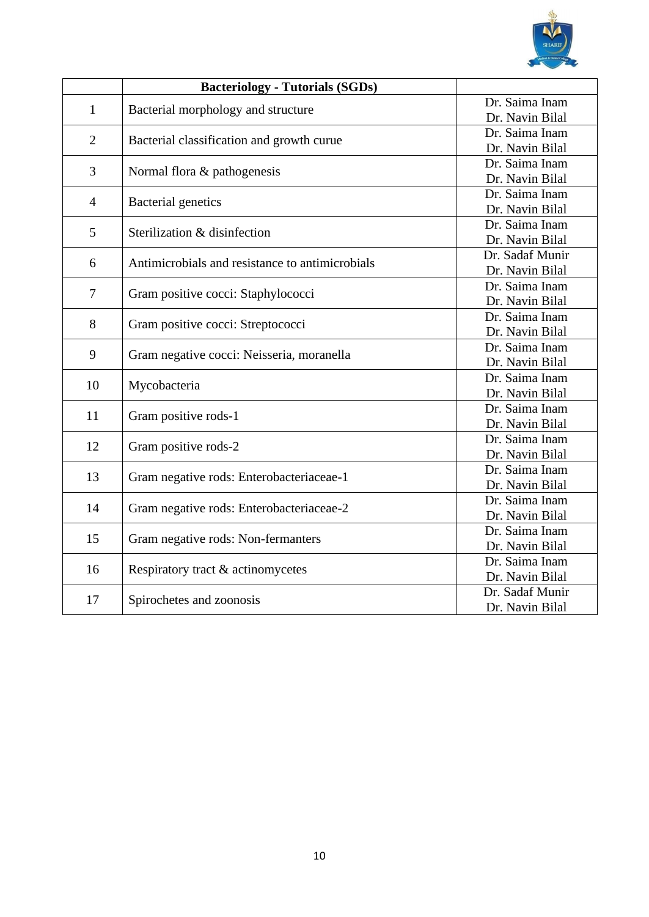| | Bacteriology - Tutorials (SGDs) | |
|---|---|---|
| 1 | Bacterial morphology and structure | Dr. Saima Inam<br>Dr. Navin Bilal |
| 2 | Bacterial classification and growth curue | Dr. Saima Inam<br>Dr. Navin Bilal |
| 3 | Normal flora & pathogenesis | Dr. Saima Inam<br>Dr. Navin Bilal |
| 4 | Bacterial genetics | Dr. Saima Inam<br>Dr. Navin Bilal |
| 5 | Sterilization & disinfection | Dr. Saima Inam<br>Dr. Navin Bilal |
| 6 | Antimicrobials and resistance to antimicrobials | Dr. Sadaf Munir<br>Dr. Navin Bilal |
| 7 | Gram positive cocci: Staphylococci | Dr. Saima Inam<br>Dr. Navin Bilal |
| 8 | Gram positive cocci: Streptococci | Dr. Saima Inam<br>Dr. Navin Bilal |
| 9 | Gram negative cocci: Neisseria, moranella | Dr. Saima Inam<br>Dr. Navin Bilal |
| 10 | Mycobacteria | Dr. Saima Inam<br>Dr. Navin Bilal |
| 11 | Gram positive rods-1 | Dr. Saima Inam<br>Dr. Navin Bilal |
| 12 | Gram positive rods-2 | Dr. Saima Inam<br>Dr. Navin Bilal |
| 13 | Gram negative rods: Enterobacteriaceae-1 | Dr. Saima Inam<br>Dr. Navin Bilal |
| 14 | Gram negative rods: Enterobacteriaceae-2 | Dr. Saima Inam<br>Dr. Navin Bilal |
| 15 | Gram negative rods: Non-fermanters | Dr. Saima Inam<br>Dr. Navin Bilal |
| 16 | Respiratory tract & actinomycetes | Dr. Saima Inam<br>Dr. Navin Bilal |
| 17 | Spirochetes and zoonosis | Dr. Sadaf Munir<br>Dr. Navin Bilal |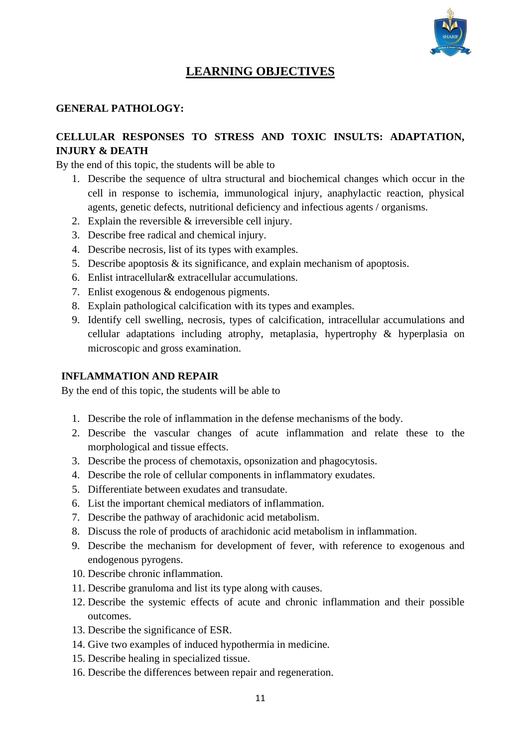# LEARNING OBJECTIVES

## GENERAL PATHOLOGY:

### CELLULAR RESPONSES TO STRESS AND TOXIC INSULTS: ADAPTATION, INJURY & DEATH

By the end of this topic, the students will be able to

1. Describe the sequence of ultra structural and biochemical changes which occur in the cell in response to ischemia, immunological injury, anaphylactic reaction, physical agents, genetic defects, nutritional deficiency and infectious agents / organisms.
2. Explain the reversible & irreversible cell injury.
3. Describe free radical and chemical injury.
4. Describe necrosis, list of its types with examples.
5. Describe apoptosis & its significance, and explain mechanism of apoptosis.
6. Enlist intracellular& extracellular accumulations.
7. Enlist exogenous & endogenous pigments.
8. Explain pathological calcification with its types and examples.
9. Identify cell swelling, necrosis, types of calcification, intracellular accumulations and cellular adaptations including atrophy, metaplasia, hypertrophy & hyperplasia on microscopic and gross examination.

### INFLAMMATION AND REPAIR

By the end of this topic, the students will be able to

1. Describe the role of inflammation in the defense mechanisms of the body.
2. Describe the vascular changes of acute inflammation and relate these to the morphological and tissue effects.
3. Describe the process of chemotaxis, opsonization and phagocytosis.
4. Describe the role of cellular components in inflammatory exudates.
5. Differentiate between exudates and transudate.
6. List the important chemical mediators of inflammation.
7. Describe the pathway of arachidonic acid metabolism.
8. Discuss the role of products of arachidonic acid metabolism in inflammation.
9. Describe the mechanism for development of fever, with reference to exogenous and endogenous pyrogens.
10. Describe chronic inflammation.
11. Describe granuloma and list its type along with causes.
12. Describe the systemic effects of acute and chronic inflammation and their possible outcomes.
13. Describe the significance of ESR.
14. Give two examples of induced hypothermia in medicine.
15. Describe healing in specialized tissue.
16. Describe the differences between repair and regeneration.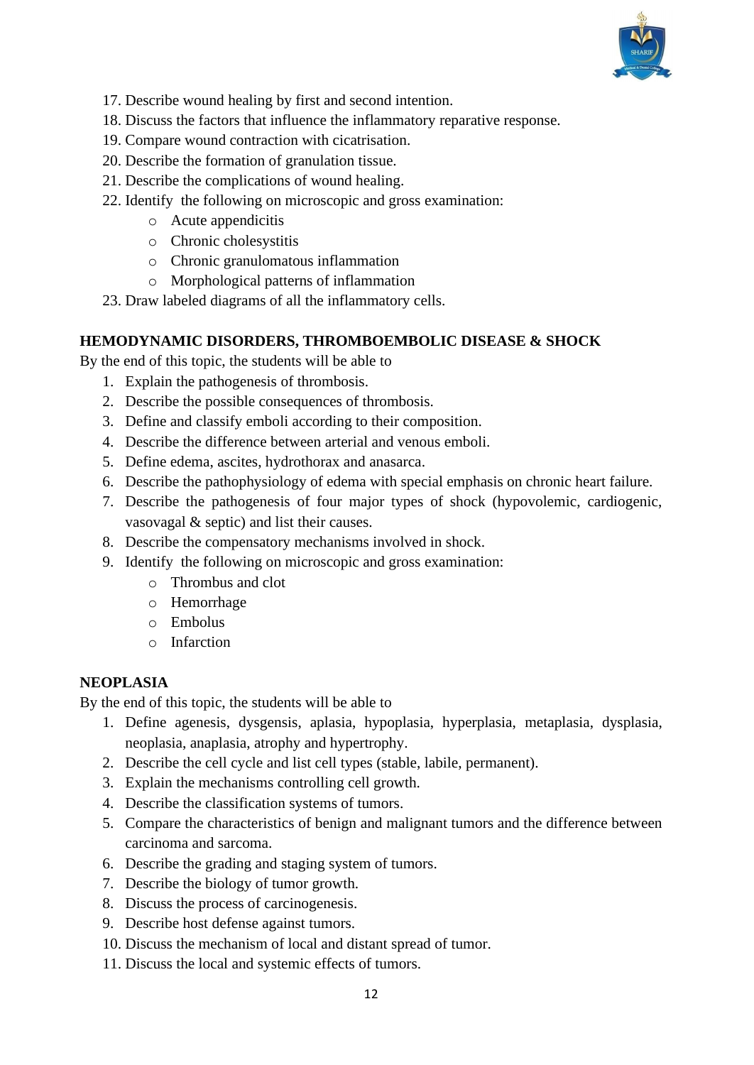17. Describe wound healing by first and second intention.
18. Discuss the factors that influence the inflammatory reparative response.
19. Compare wound contraction with cicatrisation.
20. Describe the formation of granulation tissue.
21. Describe the complications of wound healing.
22. Identify the following on microscopic and gross examination:
    - Acute appendicitis
    - Chronic cholesystitis
    - Chronic granulomatous inflammation
    - Morphological patterns of inflammation
23. Draw labeled diagrams of all the inflammatory cells.

**HEMODYNAMIC DISORDERS, THROMBOEMBOLIC DISEASE & SHOCK**

By the end of this topic, the students will be able to

1. Explain the pathogenesis of thrombosis.
2. Describe the possible consequences of thrombosis.
3. Define and classify emboli according to their composition.
4. Describe the difference between arterial and venous emboli.
5. Define edema, ascites, hydrothorax and anasarca.
6. Describe the pathophysiology of edema with special emphasis on chronic heart failure.
7. Describe the pathogenesis of four major types of shock (hypovolemic, cardiogenic, vasovagal & septic) and list their causes.
8. Describe the compensatory mechanisms involved in shock.
9. Identify the following on microscopic and gross examination:
    - Thrombus and clot
    - Hemorrhage
    - Embolus
    - Infarction

**NEOPLASIA**

By the end of this topic, the students will be able to

1. Define agenesis, dysgensis, aplasia, hypoplasia, hyperplasia, metaplasia, dysplasia, neoplasia, anaplasia, atrophy and hypertrophy.
2. Describe the cell cycle and list cell types (stable, labile, permanent).
3. Explain the mechanisms controlling cell growth.
4. Describe the classification systems of tumors.
5. Compare the characteristics of benign and malignant tumors and the difference between carcinoma and sarcoma.
6. Describe the grading and staging system of tumors.
7. Describe the biology of tumor growth.
8. Discuss the process of carcinogenesis.
9. Describe host defense against tumors.
10. Discuss the mechanism of local and distant spread of tumor.
11. Discuss the local and systemic effects of tumors.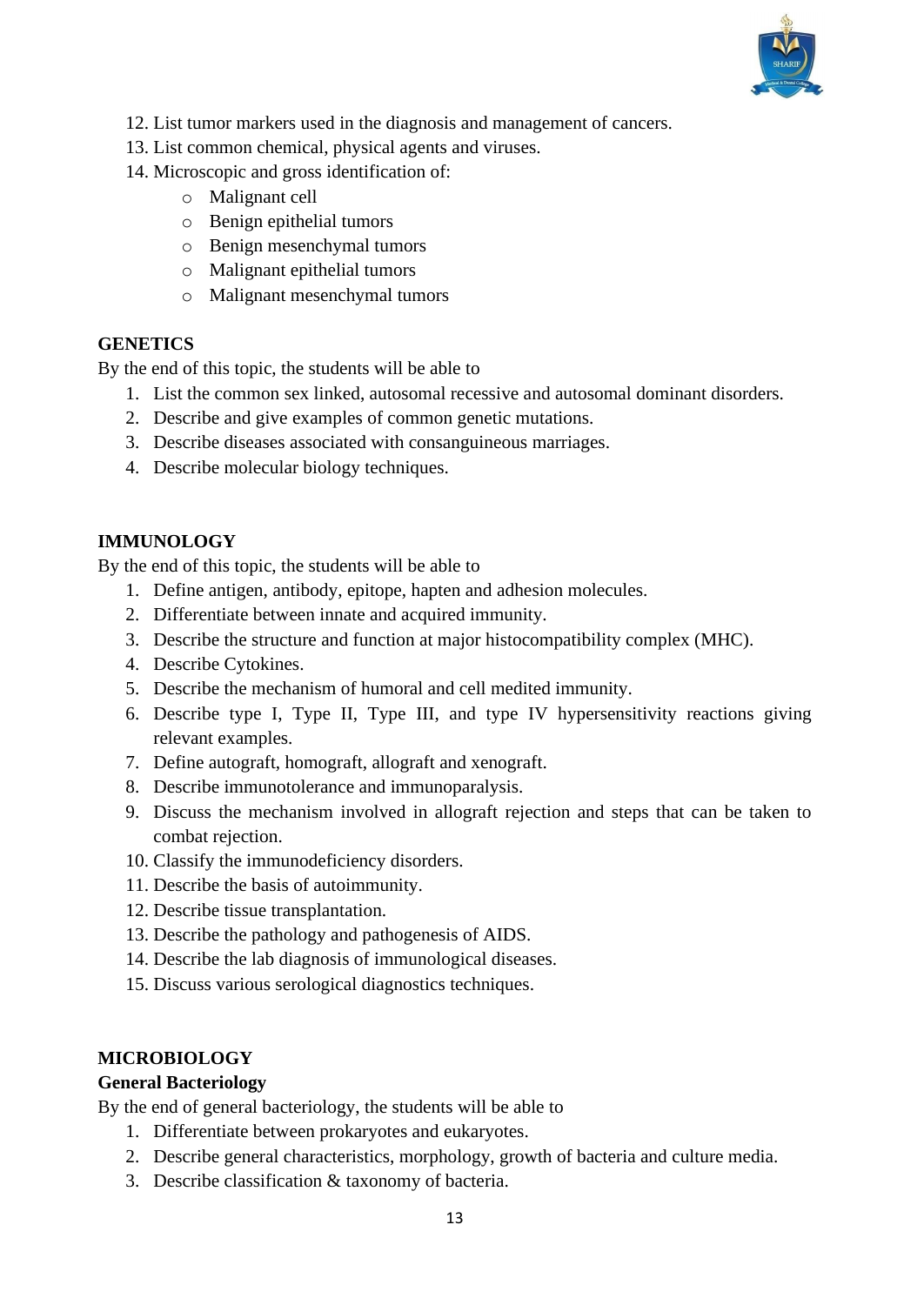12. List tumor markers used in the diagnosis and management of cancers.
13. List common chemical, physical agents and viruses.
14. Microscopic and gross identification of:
    - Malignant cell
    - Benign epithelial tumors
    - Benign mesenchymal tumors
    - Malignant epithelial tumors
    - Malignant mesenchymal tumors

**GENETICS**

By the end of this topic, the students will be able to

1. List the common sex linked, autosomal recessive and autosomal dominant disorders.
2. Describe and give examples of common genetic mutations.
3. Describe diseases associated with consanguineous marriages.
4. Describe molecular biology techniques.

**IMMUNOLOGY**

By the end of this topic, the students will be able to

1. Define antigen, antibody, epitope, hapten and adhesion molecules.
2. Differentiate between innate and acquired immunity.
3. Describe the structure and function at major histocompatibility complex (MHC).
4. Describe Cytokines.
5. Describe the mechanism of humoral and cell medited immunity.
6. Describe type I, Type II, Type III, and type IV hypersensitivity reactions giving relevant examples.
7. Define autograft, homograft, allograft and xenograft.
8. Describe immunotolerance and immunoparalysis.
9. Discuss the mechanism involved in allograft rejection and steps that can be taken to combat rejection.
10. Classify the immunodeficiency disorders.
11. Describe the basis of autoimmunity.
12. Describe tissue transplantation.
13. Describe the pathology and pathogenesis of AIDS.
14. Describe the lab diagnosis of immunological diseases.
15. Discuss various serological diagnostics techniques.

**MICROBIOLOGY**

**General Bacteriology**

By the end of general bacteriology, the students will be able to

1. Differentiate between prokaryotes and eukaryotes.
2. Describe general characteristics, morphology, growth of bacteria and culture media.
3. Describe classification & taxonomy of bacteria.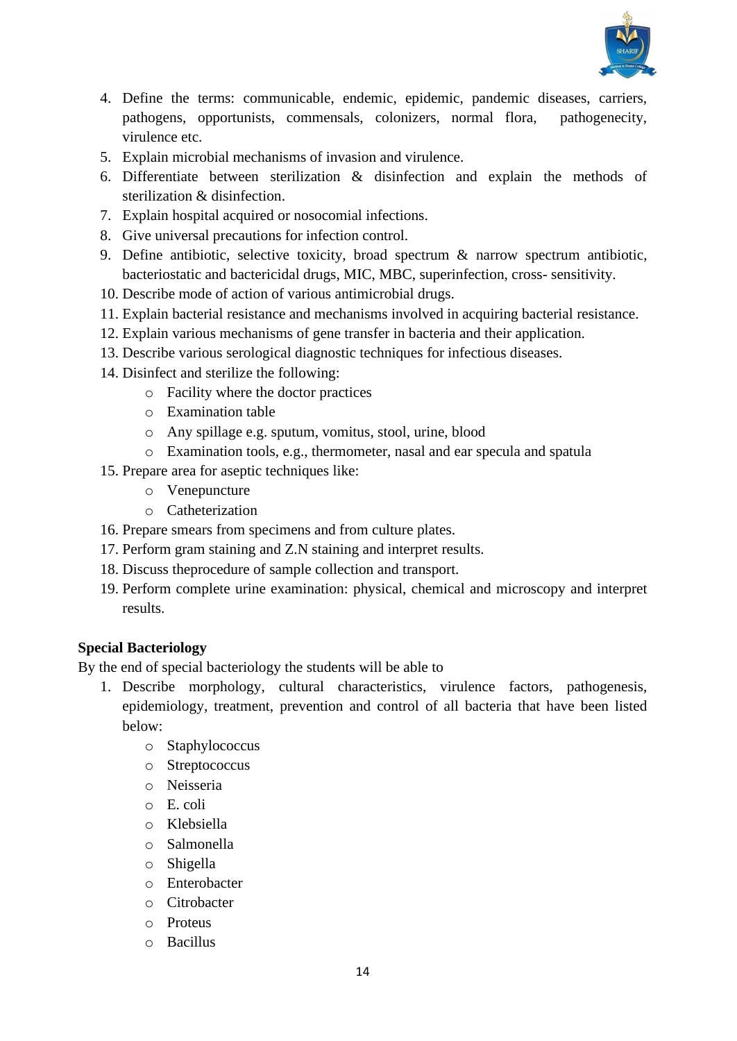4. Define the terms: communicable, endemic, epidemic, pandemic diseases, carriers, pathogens, opportunists, commensals, colonizers, normal flora, pathogenecity, virulence etc.
5. Explain microbial mechanisms of invasion and virulence.
6. Differentiate between sterilization & disinfection and explain the methods of sterilization & disinfection.
7. Explain hospital acquired or nosocomial infections.
8. Give universal precautions for infection control.
9. Define antibiotic, selective toxicity, broad spectrum & narrow spectrum antibiotic, bacteriostatic and bactericidal drugs, MIC, MBC, superinfection, cross- sensitivity.
10. Describe mode of action of various antimicrobial drugs.
11. Explain bacterial resistance and mechanisms involved in acquiring bacterial resistance.
12. Explain various mechanisms of gene transfer in bacteria and their application.
13. Describe various serological diagnostic techniques for infectious diseases.
14. Disinfect and sterilize the following:
    - Facility where the doctor practices
    - Examination table
    - Any spillage e.g. sputum, vomitus, stool, urine, blood
    - Examination tools, e.g., thermometer, nasal and ear specula and spatula
15. Prepare area for aseptic techniques like:
    - Venepuncture
    - Catheterization
16. Prepare smears from specimens and from culture plates.
17. Perform gram staining and Z.N staining and interpret results.
18. Discuss theprocedure of sample collection and transport.
19. Perform complete urine examination: physical, chemical and microscopy and interpret results.

**Special Bacteriology**

By the end of special bacteriology the students will be able to

1. Describe morphology, cultural characteristics, virulence factors, pathogenesis, epidemiology, treatment, prevention and control of all bacteria that have been listed below:
    - Staphylococcus
    - Streptococcus
    - Neisseria
    - E. coli
    - Klebsiella
    - Salmonella
    - Shigella
    - Enterobacter
    - Citrobacter
    - Proteus
    - Bacillus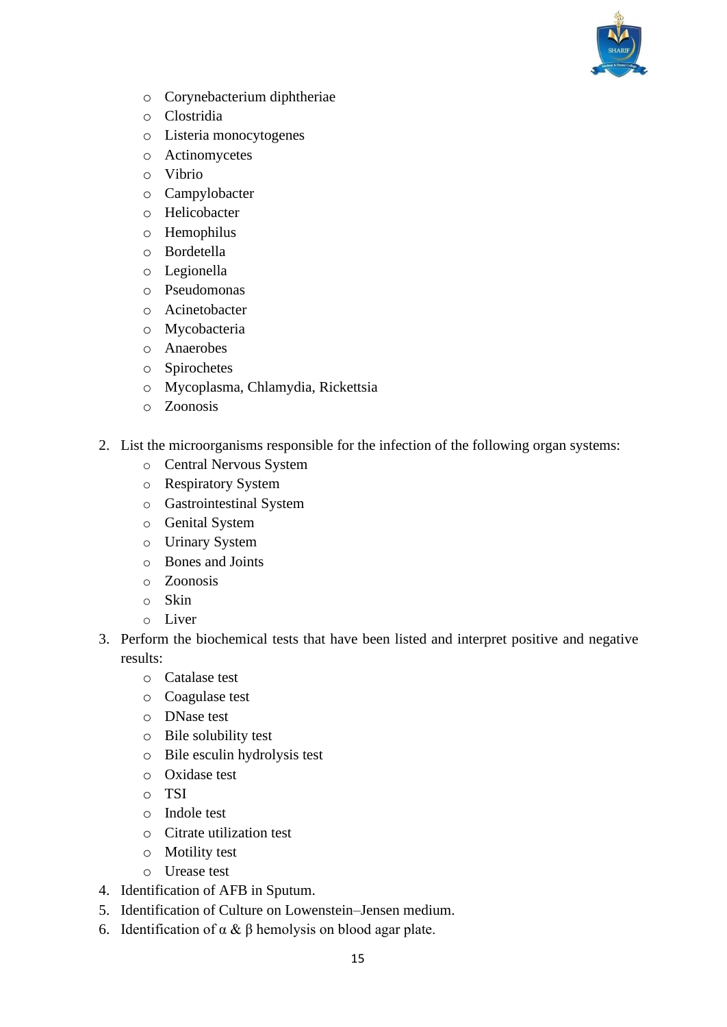- Corynebacterium diphtheriae
- Clostridia
- Listeria monocytogenes
- Actinomycetes
- Vibrio
- Campylobacter
- Helicobacter
- Hemophilus
- Bordetella
- Legionella
- Pseudomonas
- Acinetobacter
- Mycobacteria
- Anaerobes
- Spirochetes
- Mycoplasma, Chlamydia, Rickettsia
- Zoonosis

2. List the microorganisms responsible for the infection of the following organ systems:
   - Central Nervous System
   - Respiratory System
   - Gastrointestinal System
   - Genital System
   - Urinary System
   - Bones and Joints
   - Zoonosis
   - Skin
   - Liver
3. Perform the biochemical tests that have been listed and interpret positive and negative results:
   - Catalase test
   - Coagulase test
   - DNase test
   - Bile solubility test
   - Bile esculin hydrolysis test
   - Oxidase test
   - TSI
   - Indole test
   - Citrate utilization test
   - Motility test
   - Urease test
4. Identification of AFB in Sputum.
5. Identification of Culture on Lowenstein–Jensen medium.
6. Identification of α & β hemolysis on blood agar plate.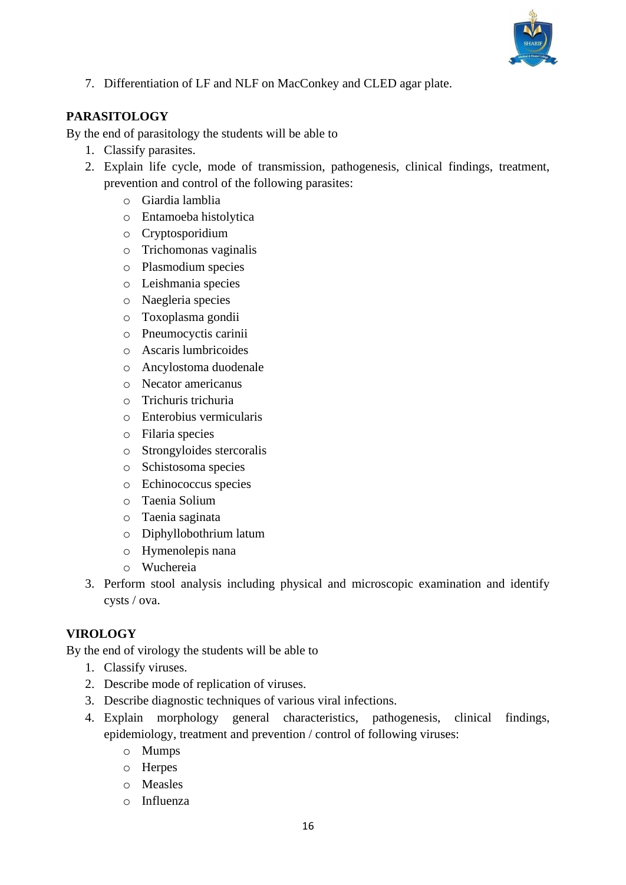7. Differentiation of LF and NLF on MacConkey and CLED agar plate.

**PARASITOLOGY**

By the end of parasitology the students will be able to

1. Classify parasites.
2. Explain life cycle, mode of transmission, pathogenesis, clinical findings, treatment, prevention and control of the following parasites:
    - Giardia lamblia
    - Entamoeba histolytica
    - Cryptosporidium
    - Trichomonas vaginalis
    - Plasmodium species
    - Leishmania species
    - Naegleria species
    - Toxoplasma gondii
    - Pneumocyctis carinii
    - Ascaris lumbricoides
    - Ancylostoma duodenale
    - Necator americanus
    - Trichuris trichuria
    - Enterobius vermicularis
    - Filaria species
    - Strongyloides stercoralis
    - Schistosoma species
    - Echinococcus species
    - Taenia Solium
    - Taenia saginata
    - Diphyllobothrium latum
    - Hymenolepis nana
    - Wuchereia
3. Perform stool analysis including physical and microscopic examination and identify cysts / ova.

**VIROLOGY**

By the end of virology the students will be able to

1. Classify viruses.
2. Describe mode of replication of viruses.
3. Describe diagnostic techniques of various viral infections.
4. Explain morphology general characteristics, pathogenesis, clinical findings, epidemiology, treatment and prevention / control of following viruses:
    - Mumps
    - Herpes
    - Measles
    - Influenza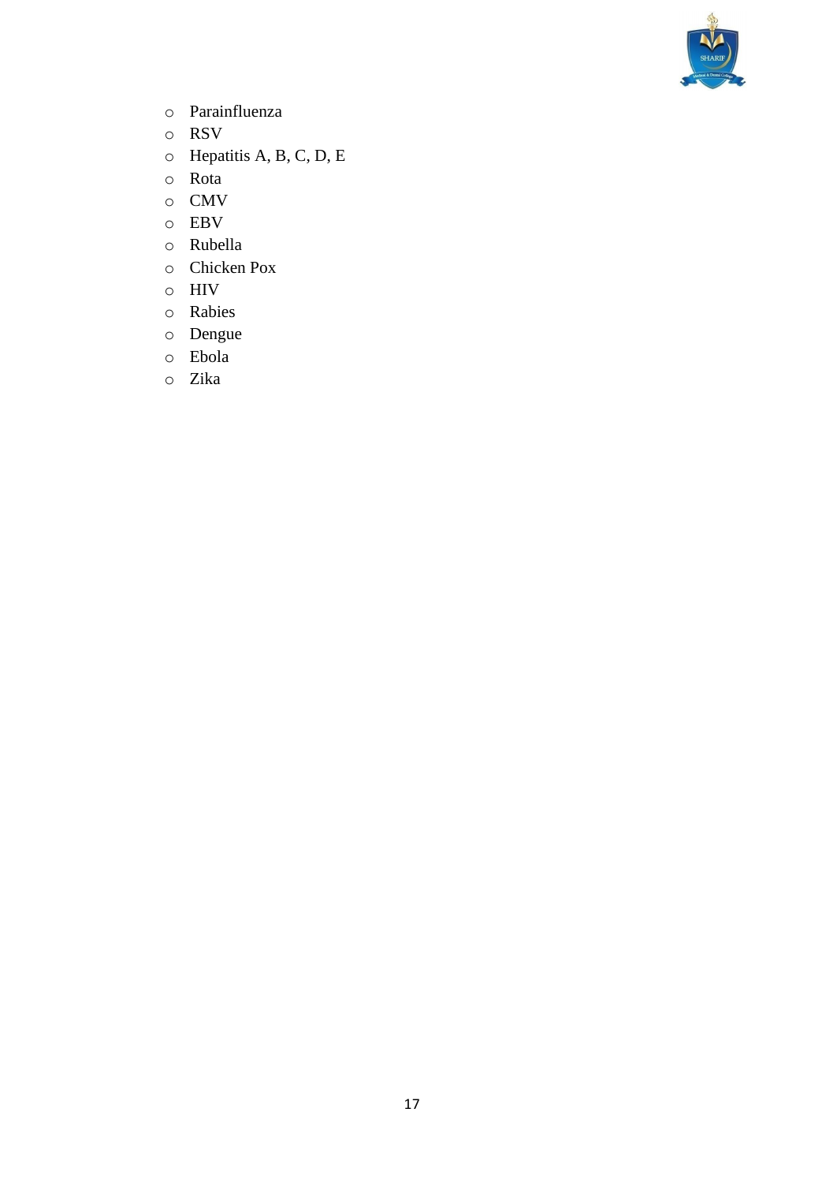- Parainfluenza
- RSV
- Hepatitis A, B, C, D, E
- Rota
- CMV
- EBV
- Rubella
- Chicken Pox
- HIV
- Rabies
- Dengue
- Ebola
- Zika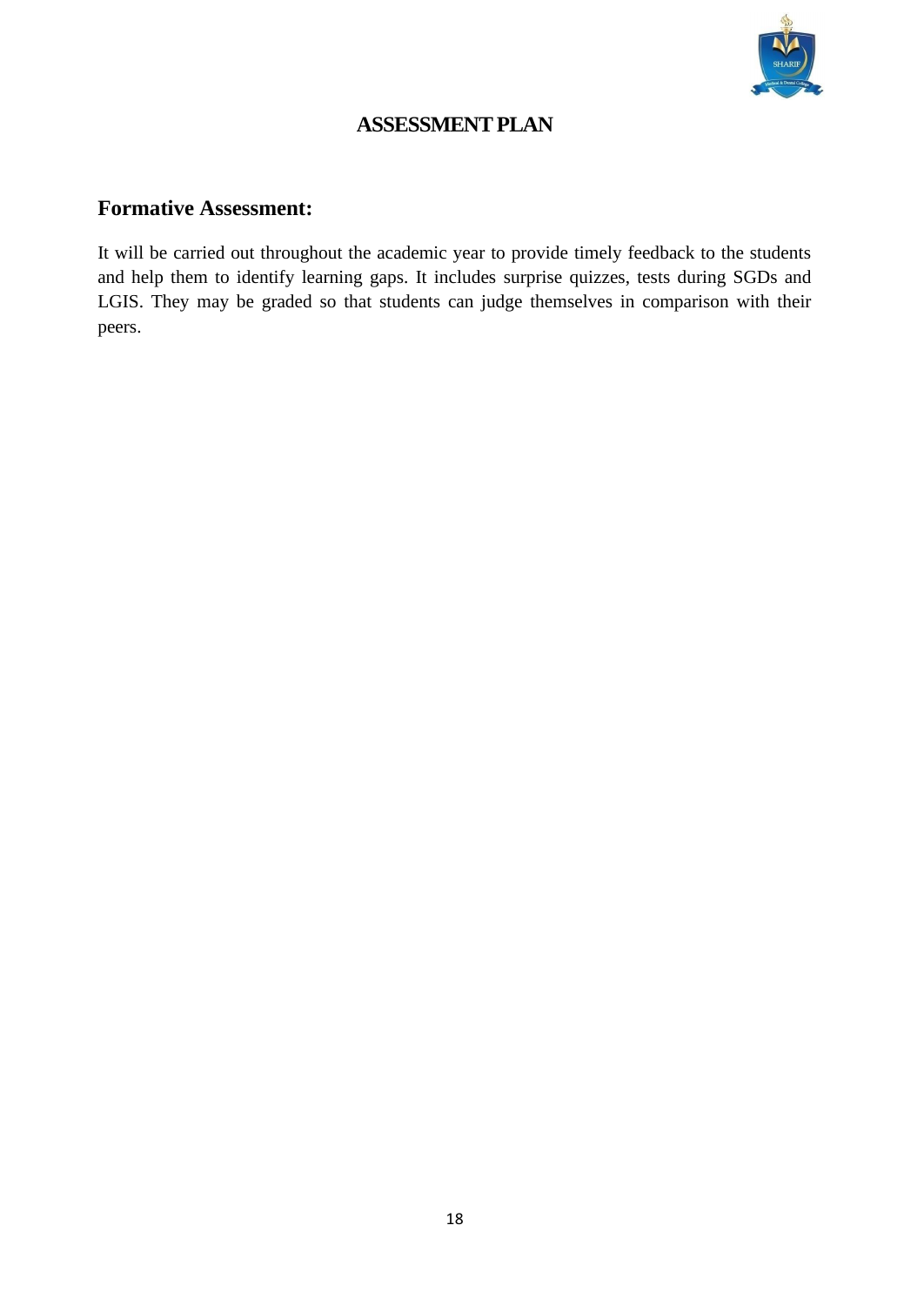# ASSESSMENT PLAN

## Formative Assessment:

It will be carried out throughout the academic year to provide timely feedback to the students and help them to identify learning gaps. It includes surprise quizzes, tests during SGDs and LGIS. They may be graded so that students can judge themselves in comparison with their peers.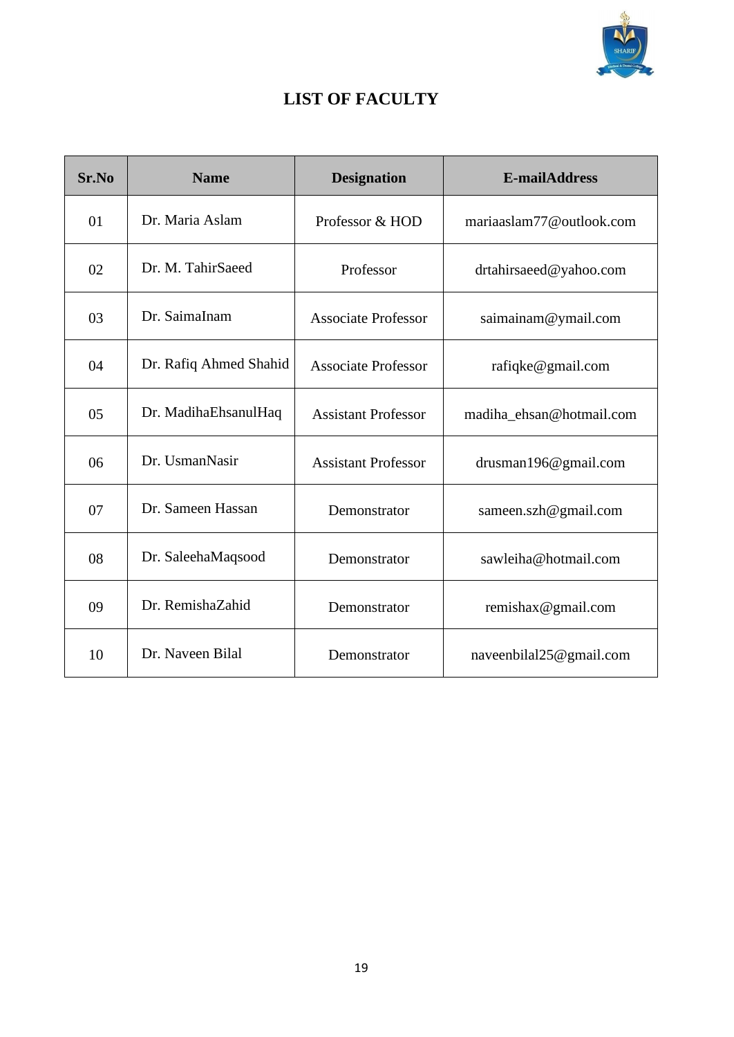## LIST OF FACULTY

| Sr.No | Name | Designation | E-mailAddress |
|---|---|---|---|
| 01 | Dr. Maria Aslam | Professor & HOD | mariaaslam77@outlook.com |
| 02 | Dr. M. TahirSaeed | Professor | drtahirsaeed@yahoo.com |
| 03 | Dr. SaimaInam | Associate Professor | saimainam@ymail.com |
| 04 | Dr. Rafiq Ahmed Shahid | Associate Professor | rafiqke@gmail.com |
| 05 | Dr. MadihaEhsanulHaq | Assistant Professor | madiha_ehsan@hotmail.com |
| 06 | Dr. UsmanNasir | Assistant Professor | drusman196@gmail.com |
| 07 | Dr. Sameen Hassan | Demonstrator | sameen.szh@gmail.com |
| 08 | Dr. SaleehaMaqsood | Demonstrator | sawleiha@hotmail.com |
| 09 | Dr. RemishaZahid | Demonstrator | remishax@gmail.com |
| 10 | Dr. Naveen Bilal | Demonstrator | naveenbilal25@gmail.com |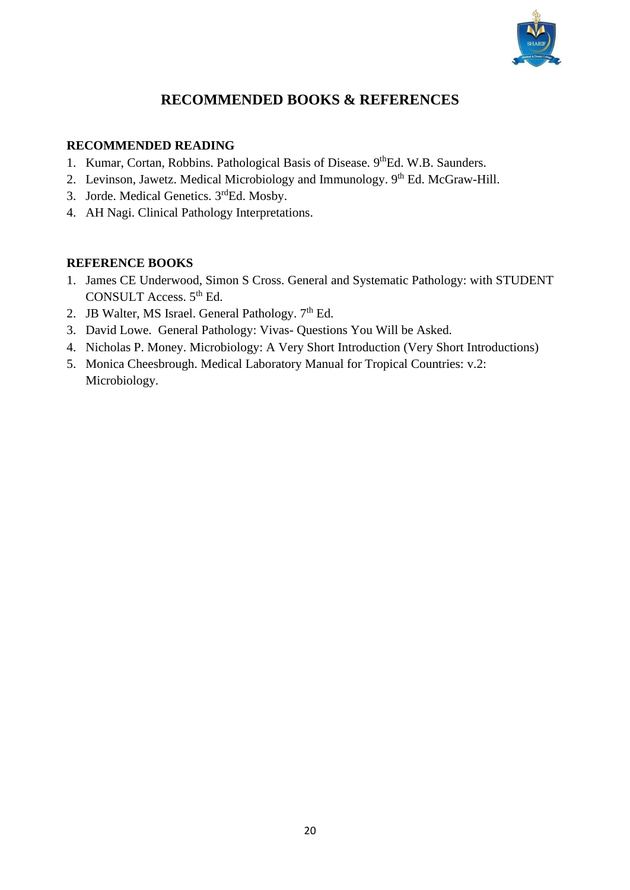# RECOMMENDED BOOKS & REFERENCES

**RECOMMENDED READING**

1. Kumar, Cortan, Robbins. Pathological Basis of Disease. 9thEd. W.B. Saunders.
2. Levinson, Jawetz. Medical Microbiology and Immunology. 9th Ed. McGraw-Hill.
3. Jorde. Medical Genetics. 3rdEd. Mosby.
4. AH Nagi. Clinical Pathology Interpretations.

**REFERENCE BOOKS**

1. James CE Underwood, Simon S Cross. General and Systematic Pathology: with STUDENT CONSULT Access. 5th Ed.
2. JB Walter, MS Israel. General Pathology. 7th Ed.
3. David Lowe. General Pathology: Vivas- Questions You Will be Asked.
4. Nicholas P. Money. Microbiology: A Very Short Introduction (Very Short Introductions)
5. Monica Cheesbrough. Medical Laboratory Manual for Tropical Countries: v.2: Microbiology.